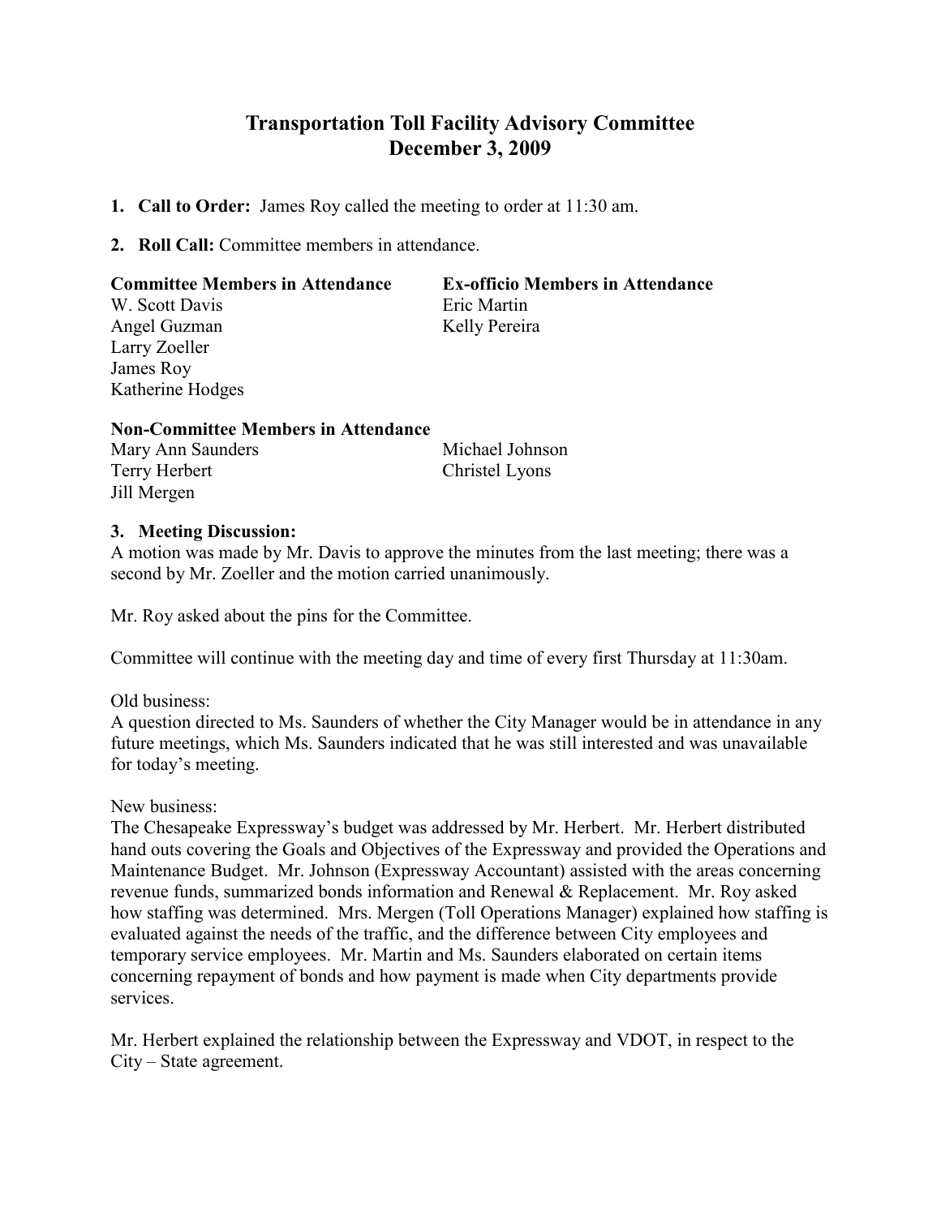# Transportation Toll Facility Advisory Committee
# December 3, 2009

1. **Call to Order:** James Roy called the meeting to order at 11:30 am.

2. **Roll Call:** Committee members in attendance.

**Committee Members in Attendance**
W. Scott Davis
Angel Guzman
Larry Zoeller
James Roy
Katherine Hodges

**Ex-officio Members in Attendance**
Eric Martin
Kelly Pereira

**Non-Committee Members in Attendance**
Mary Ann Saunders
Terry Herbert
Jill Mergen
Michael Johnson
Christel Lyons

3. **Meeting Discussion:**

A motion was made by Mr. Davis to approve the minutes from the last meeting; there was a second by Mr. Zoeller and the motion carried unanimously.

Mr. Roy asked about the pins for the Committee.

Committee will continue with the meeting day and time of every first Thursday at 11:30am.

Old business:
A question directed to Ms. Saunders of whether the City Manager would be in attendance in any future meetings, which Ms. Saunders indicated that he was still interested and was unavailable for today's meeting.

New business:
The Chesapeake Expressway's budget was addressed by Mr. Herbert. Mr. Herbert distributed hand outs covering the Goals and Objectives of the Expressway and provided the Operations and Maintenance Budget. Mr. Johnson (Expressway Accountant) assisted with the areas concerning revenue funds, summarized bonds information and Renewal & Replacement. Mr. Roy asked how staffing was determined. Mrs. Mergen (Toll Operations Manager) explained how staffing is evaluated against the needs of the traffic, and the difference between City employees and temporary service employees. Mr. Martin and Ms. Saunders elaborated on certain items concerning repayment of bonds and how payment is made when City departments provide services.

Mr. Herbert explained the relationship between the Expressway and VDOT, in respect to the City – State agreement.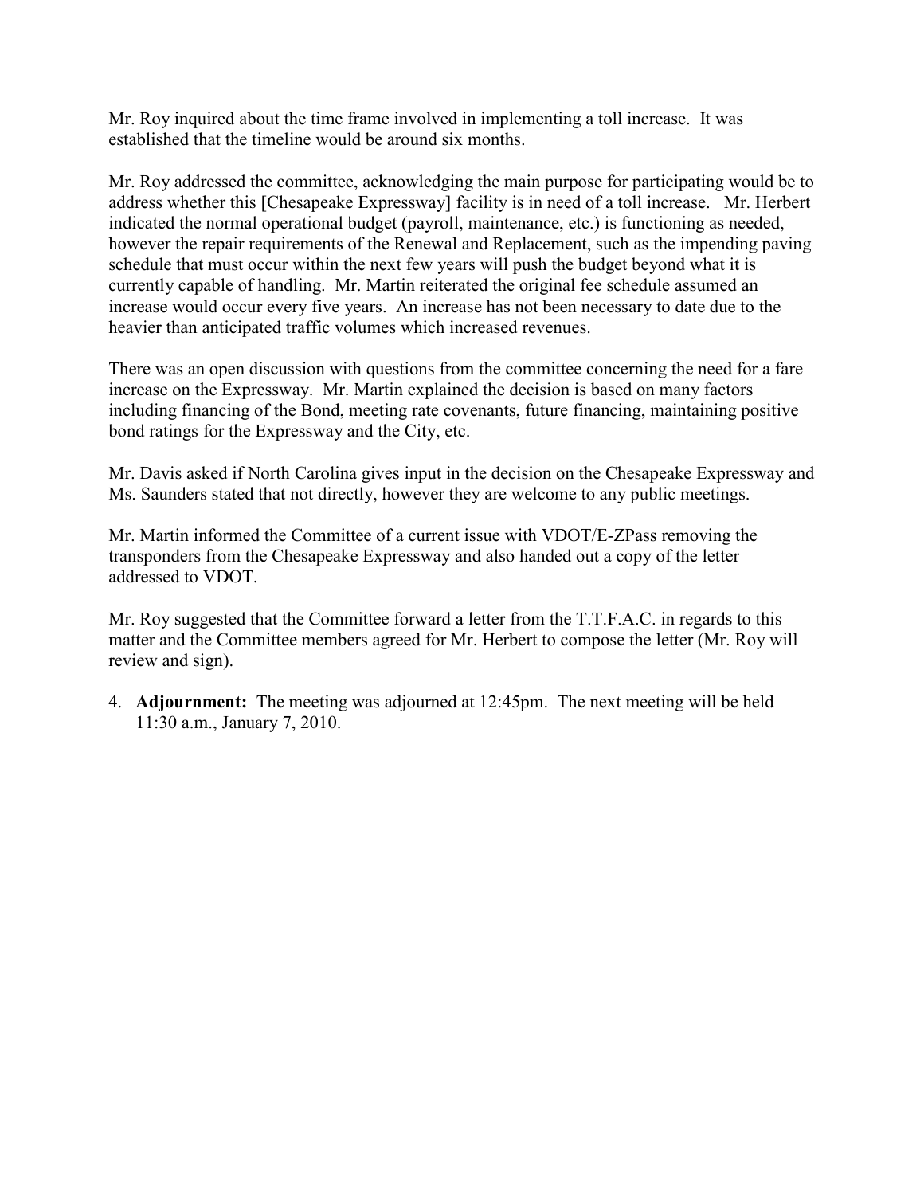Mr. Roy inquired about the time frame involved in implementing a toll increase. It was established that the timeline would be around six months.

Mr. Roy addressed the committee, acknowledging the main purpose for participating would be to address whether this [Chesapeake Expressway] facility is in need of a toll increase. Mr. Herbert indicated the normal operational budget (payroll, maintenance, etc.) is functioning as needed, however the repair requirements of the Renewal and Replacement, such as the impending paving schedule that must occur within the next few years will push the budget beyond what it is currently capable of handling. Mr. Martin reiterated the original fee schedule assumed an increase would occur every five years. An increase has not been necessary to date due to the heavier than anticipated traffic volumes which increased revenues.

There was an open discussion with questions from the committee concerning the need for a fare increase on the Expressway. Mr. Martin explained the decision is based on many factors including financing of the Bond, meeting rate covenants, future financing, maintaining positive bond ratings for the Expressway and the City, etc.

Mr. Davis asked if North Carolina gives input in the decision on the Chesapeake Expressway and Ms. Saunders stated that not directly, however they are welcome to any public meetings.

Mr. Martin informed the Committee of a current issue with VDOT/E-ZPass removing the transponders from the Chesapeake Expressway and also handed out a copy of the letter addressed to VDOT.

Mr. Roy suggested that the Committee forward a letter from the T.T.F.A.C. in regards to this matter and the Committee members agreed for Mr. Herbert to compose the letter (Mr. Roy will review and sign).

4. **Adjournment:** The meeting was adjourned at 12:45pm. The next meeting will be held 11:30 a.m., January 7, 2010.